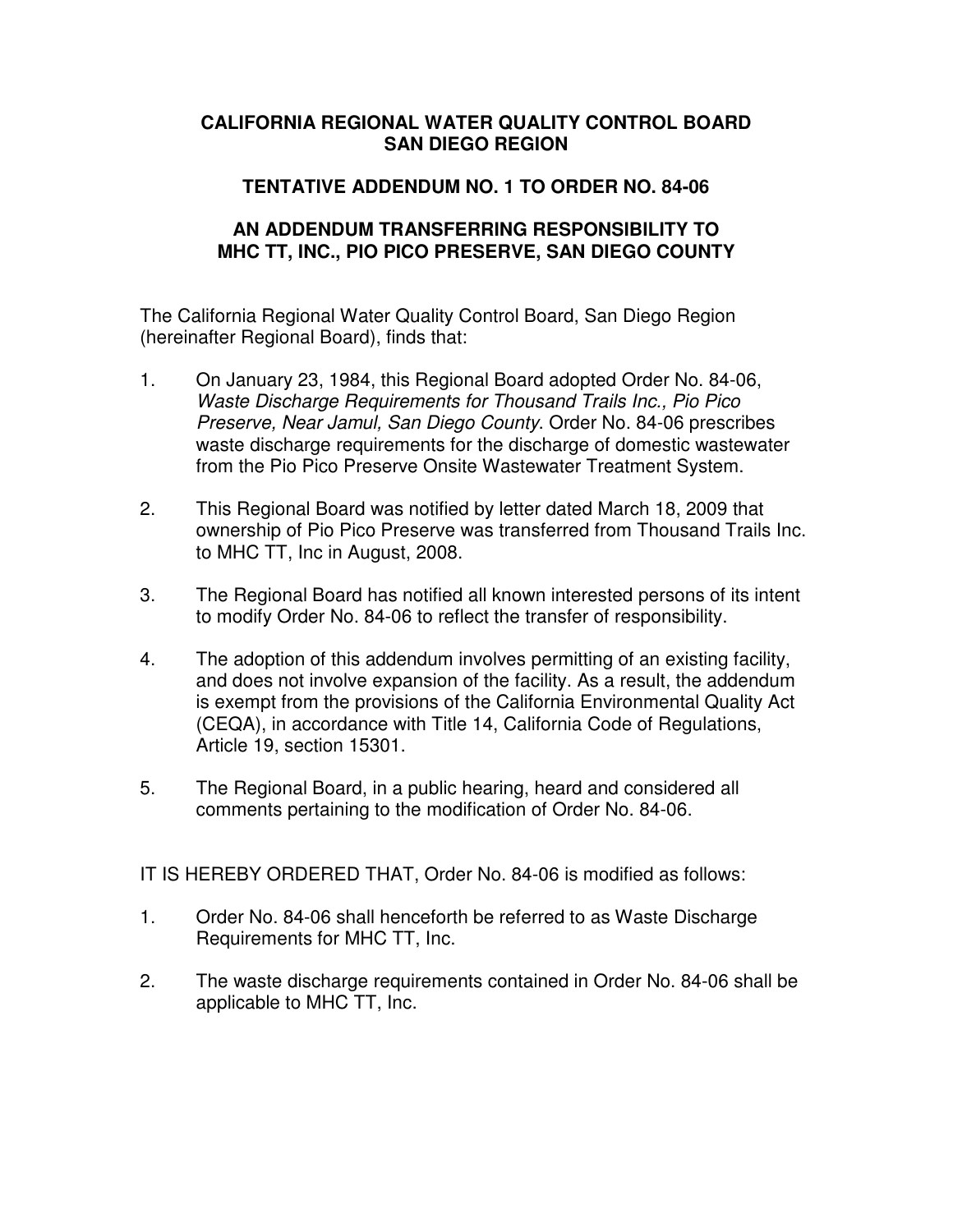# CALIFORNIA REGIONAL WATER QUALITY CONTROL BOARD
# SAN DIEGO REGION

## TENTATIVE ADDENDUM NO. 1 TO ORDER NO. 84-06

## AN ADDENDUM TRANSFERRING RESPONSIBILITY TO MHC TT, INC., PIO PICO PRESERVE, SAN DIEGO COUNTY

The California Regional Water Quality Control Board, San Diego Region (hereinafter Regional Board), finds that:

1. On January 23, 1984, this Regional Board adopted Order No. 84-06, *Waste Discharge Requirements for Thousand Trails Inc., Pio Pico Preserve, Near Jamul, San Diego County*. Order No. 84-06 prescribes waste discharge requirements for the discharge of domestic wastewater from the Pio Pico Preserve Onsite Wastewater Treatment System.

2. This Regional Board was notified by letter dated March 18, 2009 that ownership of Pio Pico Preserve was transferred from Thousand Trails Inc. to MHC TT, Inc in August, 2008.

3. The Regional Board has notified all known interested persons of its intent to modify Order No. 84-06 to reflect the transfer of responsibility.

4. The adoption of this addendum involves permitting of an existing facility, and does not involve expansion of the facility. As a result, the addendum is exempt from the provisions of the California Environmental Quality Act (CEQA), in accordance with Title 14, California Code of Regulations, Article 19, section 15301.

5. The Regional Board, in a public hearing, heard and considered all comments pertaining to the modification of Order No. 84-06.

IT IS HEREBY ORDERED THAT, Order No. 84-06 is modified as follows:

1. Order No. 84-06 shall henceforth be referred to as Waste Discharge Requirements for MHC TT, Inc.

2. The waste discharge requirements contained in Order No. 84-06 shall be applicable to MHC TT, Inc.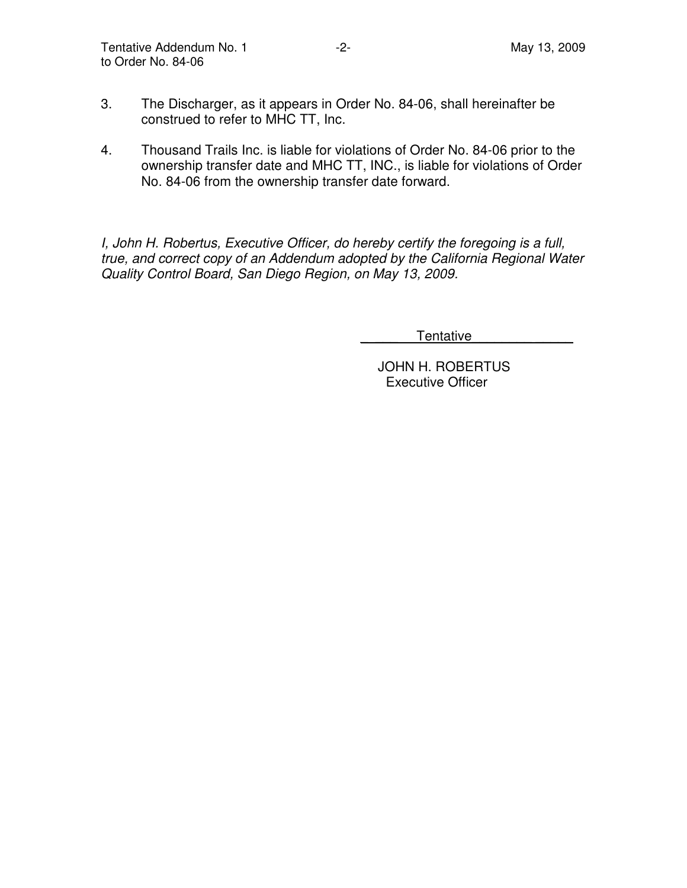3. The Discharger, as it appears in Order No. 84-06, shall hereinafter be construed to refer to MHC TT, Inc.

4. Thousand Trails Inc. is liable for violations of Order No. 84-06 prior to the ownership transfer date and MHC TT, INC., is liable for violations of Order No. 84-06 from the ownership transfer date forward.

*I, John H. Robertus, Executive Officer, do hereby certify the foregoing is a full, true, and correct copy of an Addendum adopted by the California Regional Water Quality Control Board, San Diego Region, on May 13, 2009.*

Tentative

JOHN H. ROBERTUS
Executive Officer